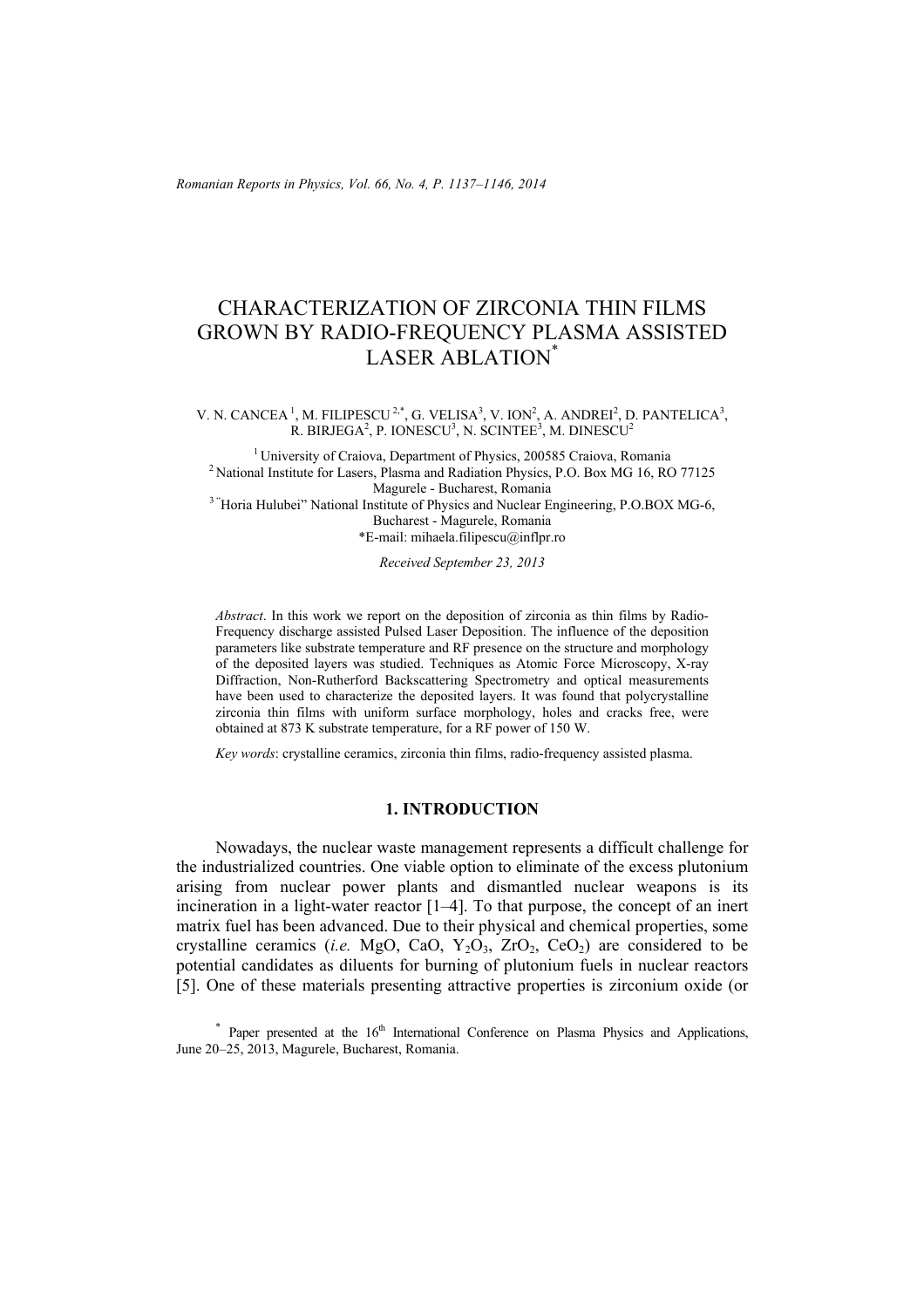# CHARACTERIZATION OF ZIRCONIA THIN FILMS GROWN BY RADIO-FREQUENCY PLASMA ASSISTED LASER ABLATION*

V. N. CANCEA [1], M. FILIPESCU [2,*], G. VELISA[3], V. ION[2], A. ANDREI[2], D. PANTELICA[3], R. BIRJEGA[2], P. IONESCU[3], N. SCINTEE[3], M. DINESCU[2]

[1] University of Craiova, Department of Physics, 200585 Craiova, Romania
[2] National Institute for Lasers, Plasma and Radiation Physics, P.O. Box MG 16, RO 77125 Magurele - Bucharest, Romania
[3] "Horia Hulubei" National Institute of Physics and Nuclear Engineering, P.O.BOX MG-6, Bucharest - Magurele, Romania
*E-mail: mihaela.filipescu@inflpr.ro

*Received September 23, 2013*

*Abstract*. In this work we report on the deposition of zirconia as thin films by Radio-Frequency discharge assisted Pulsed Laser Deposition. The influence of the deposition parameters like substrate temperature and RF presence on the structure and morphology of the deposited layers was studied. Techniques as Atomic Force Microscopy, X-ray Diffraction, Non-Rutherford Backscattering Spectrometry and optical measurements have been used to characterize the deposited layers. It was found that polycrystalline zirconia thin films with uniform surface morphology, holes and cracks free, were obtained at 873 K substrate temperature, for a RF power of 150 W.

*Key words*: crystalline ceramics, zirconia thin films, radio-frequency assisted plasma.

## 1. INTRODUCTION

Nowadays, the nuclear waste management represents a difficult challenge for the industrialized countries. One viable option to eliminate of the excess plutonium arising from nuclear power plants and dismantled nuclear weapons is its incineration in a light-water reactor [1–4]. To that purpose, the concept of an inert matrix fuel has been advanced. Due to their physical and chemical properties, some crystalline ceramics (*i.e.* MgO, CaO, $Y_2O_3$, $ZrO_2$, $CeO_2$) are considered to be potential candidates as diluents for burning of plutonium fuels in nuclear reactors [5]. One of these materials presenting attractive properties is zirconium oxide (or

\* Paper presented at the 16th International Conference on Plasma Physics and Applications, June 20–25, 2013, Magurele, Bucharest, Romania.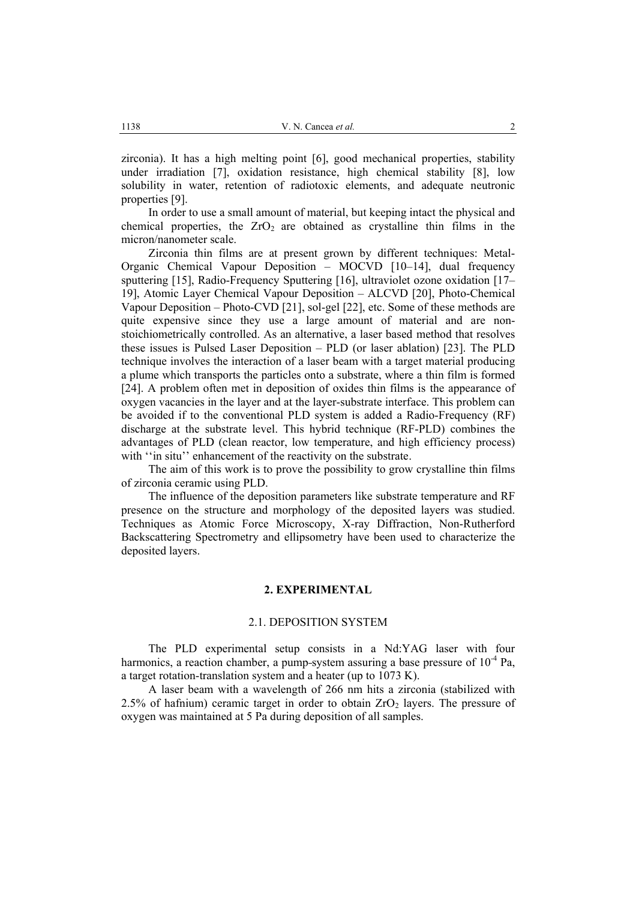zirconia). It has a high melting point [6], good mechanical properties, stability under irradiation [7], oxidation resistance, high chemical stability [8], low solubility in water, retention of radiotoxic elements, and adequate neutronic properties [9].

In order to use a small amount of material, but keeping intact the physical and chemical properties, the $ZrO_2$ are obtained as crystalline thin films in the micron/nanometer scale.

Zirconia thin films are at present grown by different techniques: Metal-Organic Chemical Vapour Deposition – MOCVD [10–14], dual frequency sputtering [15], Radio-Frequency Sputtering [16], ultraviolet ozone oxidation [17–19], Atomic Layer Chemical Vapour Deposition – ALCVD [20], Photo-Chemical Vapour Deposition – Photo-CVD [21], sol-gel [22], etc. Some of these methods are quite expensive since they use a large amount of material and are non-stoichiometrically controlled. As an alternative, a laser based method that resolves these issues is Pulsed Laser Deposition – PLD (or laser ablation) [23]. The PLD technique involves the interaction of a laser beam with a target material producing a plume which transports the particles onto a substrate, where a thin film is formed [24]. A problem often met in deposition of oxides thin films is the appearance of oxygen vacancies in the layer and at the layer-substrate interface. This problem can be avoided if to the conventional PLD system is added a Radio-Frequency (RF) discharge at the substrate level. This hybrid technique (RF-PLD) combines the advantages of PLD (clean reactor, low temperature, and high efficiency process) with ''in situ'' enhancement of the reactivity on the substrate.

The aim of this work is to prove the possibility to grow crystalline thin films of zirconia ceramic using PLD.

The influence of the deposition parameters like substrate temperature and RF presence on the structure and morphology of the deposited layers was studied. Techniques as Atomic Force Microscopy, X-ray Diffraction, Non-Rutherford Backscattering Spectrometry and ellipsometry have been used to characterize the deposited layers.

## 2. EXPERIMENTAL

### 2.1. DEPOSITION SYSTEM

The PLD experimental setup consists in a Nd:YAG laser with four harmonics, a reaction chamber, a pump-system assuring a base pressure of $10^{-4}$ Pa, a target rotation-translation system and a heater (up to 1073 K).

A laser beam with a wavelength of 266 nm hits a zirconia (stabilized with 2.5% of hafnium) ceramic target in order to obtain $ZrO_2$ layers. The pressure of oxygen was maintained at 5 Pa during deposition of all samples.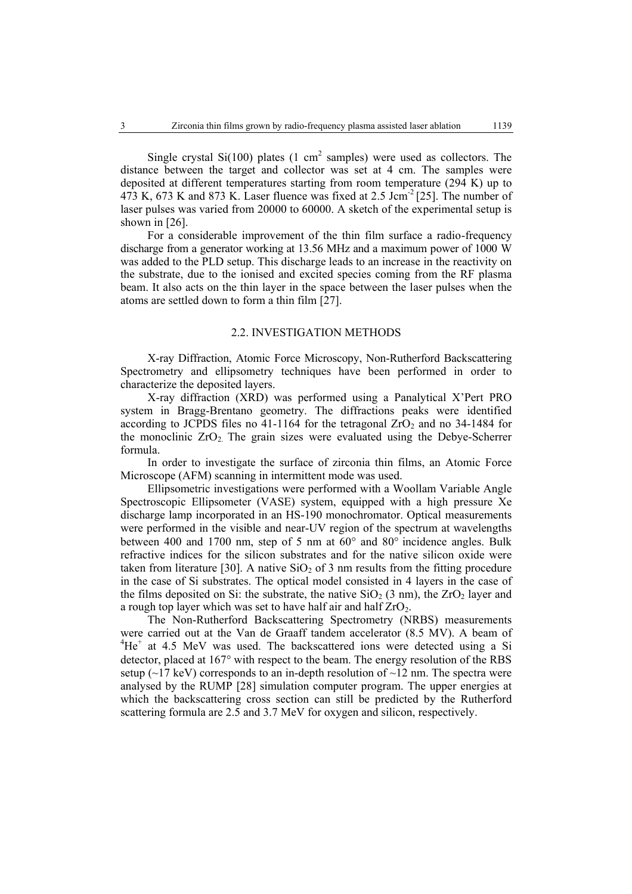Single crystal Si(100) plates (1 $cm^2$ samples) were used as collectors. The distance between the target and collector was set at 4 cm. The samples were deposited at different temperatures starting from room temperature (294 K) up to 473 K, 673 K and 873 K. Laser fluence was fixed at 2.5 $Jcm^{-2}$ [25]. The number of laser pulses was varied from 20000 to 60000. A sketch of the experimental setup is shown in [26].

For a considerable improvement of the thin film surface a radio-frequency discharge from a generator working at 13.56 MHz and a maximum power of 1000 W was added to the PLD setup. This discharge leads to an increase in the reactivity on the substrate, due to the ionised and excited species coming from the RF plasma beam. It also acts on the thin layer in the space between the laser pulses when the atoms are settled down to form a thin film [27].

### 2.2. INVESTIGATION METHODS

X-ray Diffraction, Atomic Force Microscopy, Non-Rutherford Backscattering Spectrometry and ellipsometry techniques have been performed in order to characterize the deposited layers.

X-ray diffraction (XRD) was performed using a Panalytical X'Pert PRO system in Bragg-Brentano geometry. The diffractions peaks were identified according to JCPDS files no 41-1164 for the tetragonal $ZrO_2$ and no 34-1484 for the monoclinic $ZrO_2$. The grain sizes were evaluated using the Debye-Scherrer formula.

In order to investigate the surface of zirconia thin films, an Atomic Force Microscope (AFM) scanning in intermittent mode was used.

Ellipsometric investigations were performed with a Woollam Variable Angle Spectroscopic Ellipsometer (VASE) system, equipped with a high pressure Xe discharge lamp incorporated in an HS-190 monochromator. Optical measurements were performed in the visible and near-UV region of the spectrum at wavelengths between 400 and 1700 nm, step of 5 nm at 60° and 80° incidence angles. Bulk refractive indices for the silicon substrates and for the native silicon oxide were taken from literature [30]. A native $SiO_2$ of 3 nm results from the fitting procedure in the case of Si substrates. The optical model consisted in 4 layers in the case of the films deposited on Si: the substrate, the native $SiO_2$ (3 nm), the $ZrO_2$ layer and a rough top layer which was set to have half air and half $ZrO_2$.

The Non-Rutherford Backscattering Spectrometry (NRBS) measurements were carried out at the Van de Graaff tandem accelerator (8.5 MV). A beam of $^4He^+$ at 4.5 MeV was used. The backscattered ions were detected using a Si detector, placed at 167° with respect to the beam. The energy resolution of the RBS setup (~17 keV) corresponds to an in-depth resolution of ~12 nm. The spectra were analysed by the RUMP [28] simulation computer program. The upper energies at which the backscattering cross section can still be predicted by the Rutherford scattering formula are 2.5 and 3.7 MeV for oxygen and silicon, respectively.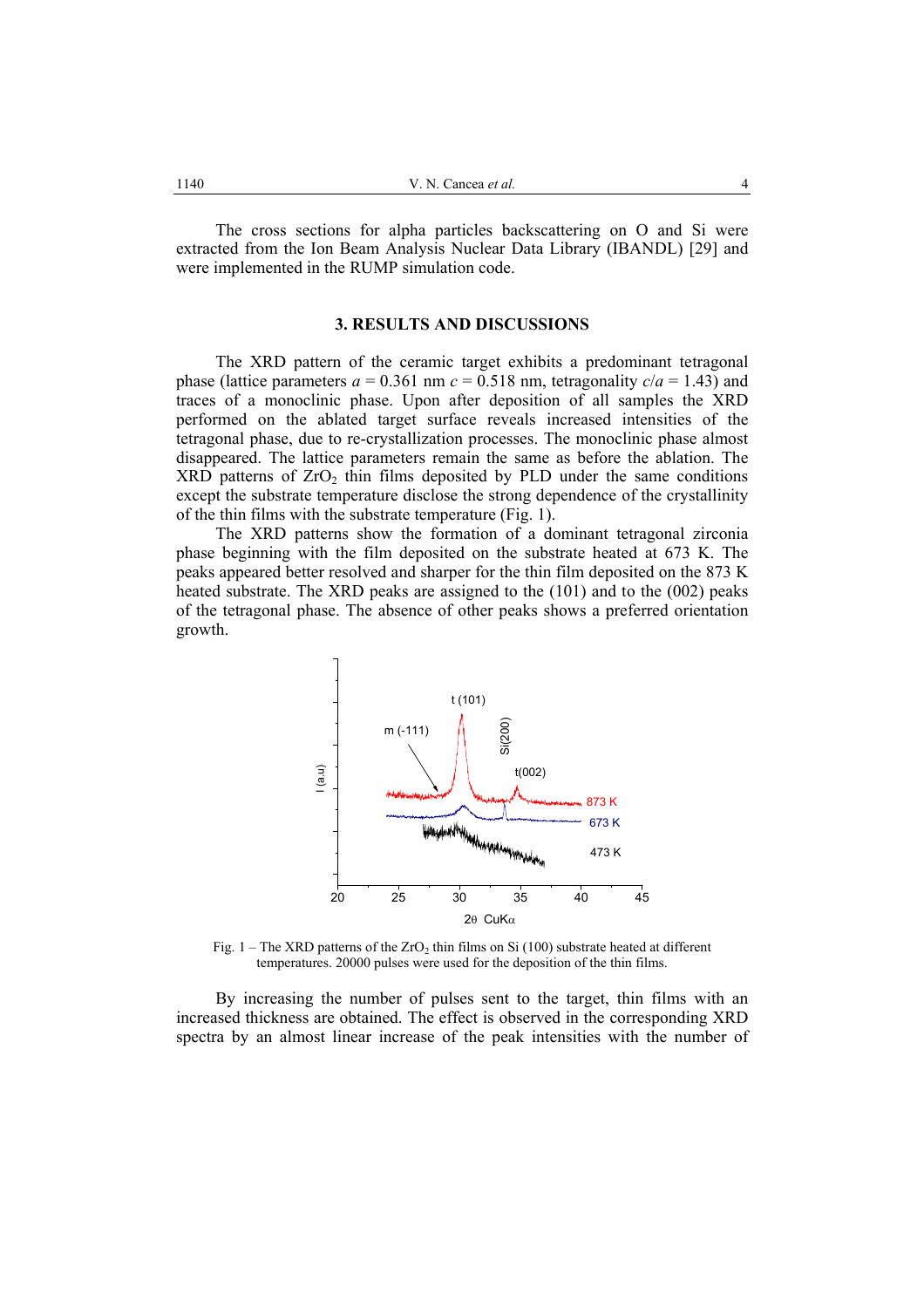The cross sections for alpha particles backscattering on O and Si were extracted from the Ion Beam Analysis Nuclear Data Library (IBANDL) [29] and were implemented in the RUMP simulation code.

## 3. RESULTS AND DISCUSSIONS

The XRD pattern of the ceramic target exhibits a predominant tetragonal phase (lattice parameters $a$ = 0.361 nm $c$ = 0.518 nm, tetragonality $c/a$ = 1.43) and traces of a monoclinic phase. Upon after deposition of all samples the XRD performed on the ablated target surface reveals increased intensities of the tetragonal phase, due to re-crystallization processes. The monoclinic phase almost disappeared. The lattice parameters remain the same as before the ablation. The XRD patterns of $ZrO_2$ thin films deposited by PLD under the same conditions except the substrate temperature disclose the strong dependence of the crystallinity of the thin films with the substrate temperature (Fig. 1).

The XRD patterns show the formation of a dominant tetragonal zirconia phase beginning with the film deposited on the substrate heated at 673 K. The peaks appeared better resolved and sharper for the thin film deposited on the 873 K heated substrate. The XRD peaks are assigned to the (101) and to the (002) peaks of the tetragonal phase. The absence of other peaks shows a preferred orientation growth.

Fig. 1 – The XRD patterns of the $ZrO_2$ thin films on Si (100) substrate heated at different temperatures. 20000 pulses were used for the deposition of the thin films.

By increasing the number of pulses sent to the target, thin films with an increased thickness are obtained. The effect is observed in the corresponding XRD spectra by an almost linear increase of the peak intensities with the number of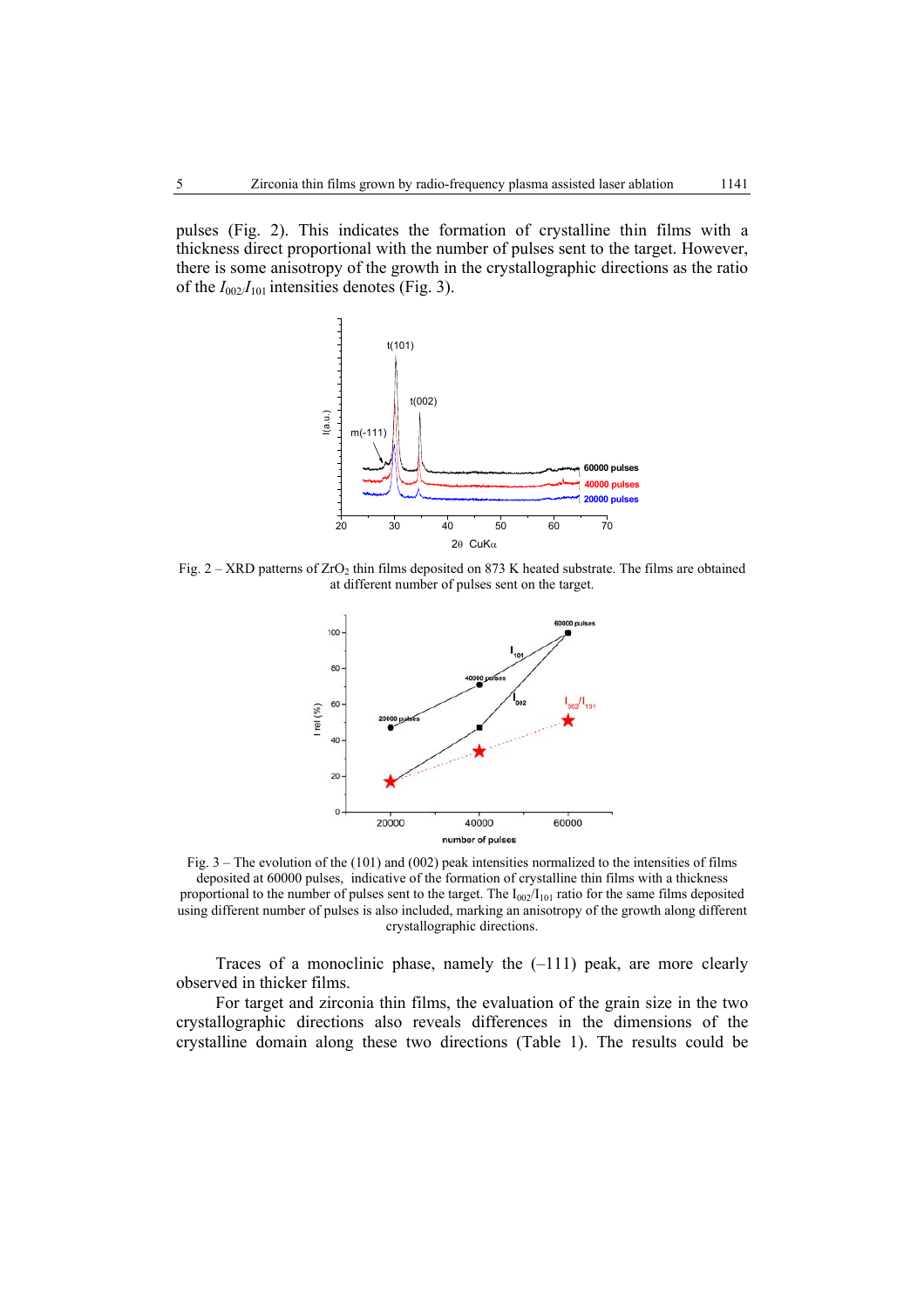pulses (Fig. 2). This indicates the formation of crystalline thin films with a thickness direct proportional with the number of pulses sent to the target. However, there is some anisotropy of the growth in the crystallographic directions as the ratio of the $I_{002}/I_{101}$ intensities denotes (Fig. 3).

Fig. 2 – XRD patterns of $ZrO_2$ thin films deposited on 873 K heated substrate. The films are obtained at different number of pulses sent on the target.

Fig. 3 – The evolution of the (101) and (002) peak intensities normalized to the intensities of films deposited at 60000 pulses, indicative of the formation of crystalline thin films with a thickness proportional to the number of pulses sent to the target. The $I_{002}/I_{101}$ ratio for the same films deposited using different number of pulses is also included, marking an anisotropy of the growth along different crystallographic directions.

Traces of a monoclinic phase, namely the (–111) peak, are more clearly observed in thicker films.

For target and zirconia thin films, the evaluation of the grain size in the two crystallographic directions also reveals differences in the dimensions of the crystalline domain along these two directions (Table 1). The results could be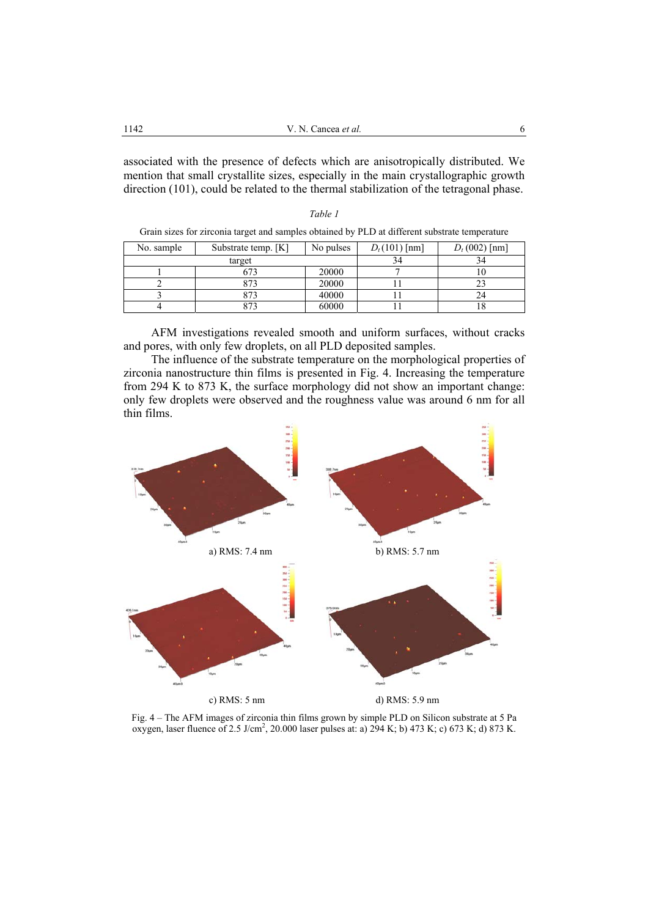associated with the presence of defects which are anisotropically distributed. We mention that small crystallite sizes, especially in the main crystallographic growth direction (101), could be related to the thermal stabilization of the tetragonal phase.

*Table 1*

Grain sizes for zirconia target and samples obtained by PLD at different substrate temperature

| No. sample | Substrate temp. [K] | No pulses | $D_t$(101) [nm] | $D_t$ (002) [nm] |
|---|---|---|---|---|
| target | | | 34 | 34 |
| 1 | 673 | 20000 | 7 | 10 |
| 2 | 873 | 20000 | 11 | 23 |
| 3 | 873 | 40000 | 11 | 24 |
| 4 | 873 | 60000 | 11 | 18 |

AFM investigations revealed smooth and uniform surfaces, without cracks and pores, with only few droplets, on all PLD deposited samples.

The influence of the substrate temperature on the morphological properties of zirconia nanostructure thin films is presented in Fig. 4. Increasing the temperature from 294 K to 873 K, the surface morphology did not show an important change: only few droplets were observed and the roughness value was around 6 nm for all thin films.

a) RMS: 7.4 nm

b) RMS: 5.7 nm

c) RMS: 5 nm

d) RMS: 5.9 nm

Fig. 4 – The AFM images of zirconia thin films grown by simple PLD on Silicon substrate at 5 Pa oxygen, laser fluence of 2.5 J/cm$^2$, 20.000 laser pulses at: a) 294 K; b) 473 K; c) 673 K; d) 873 K.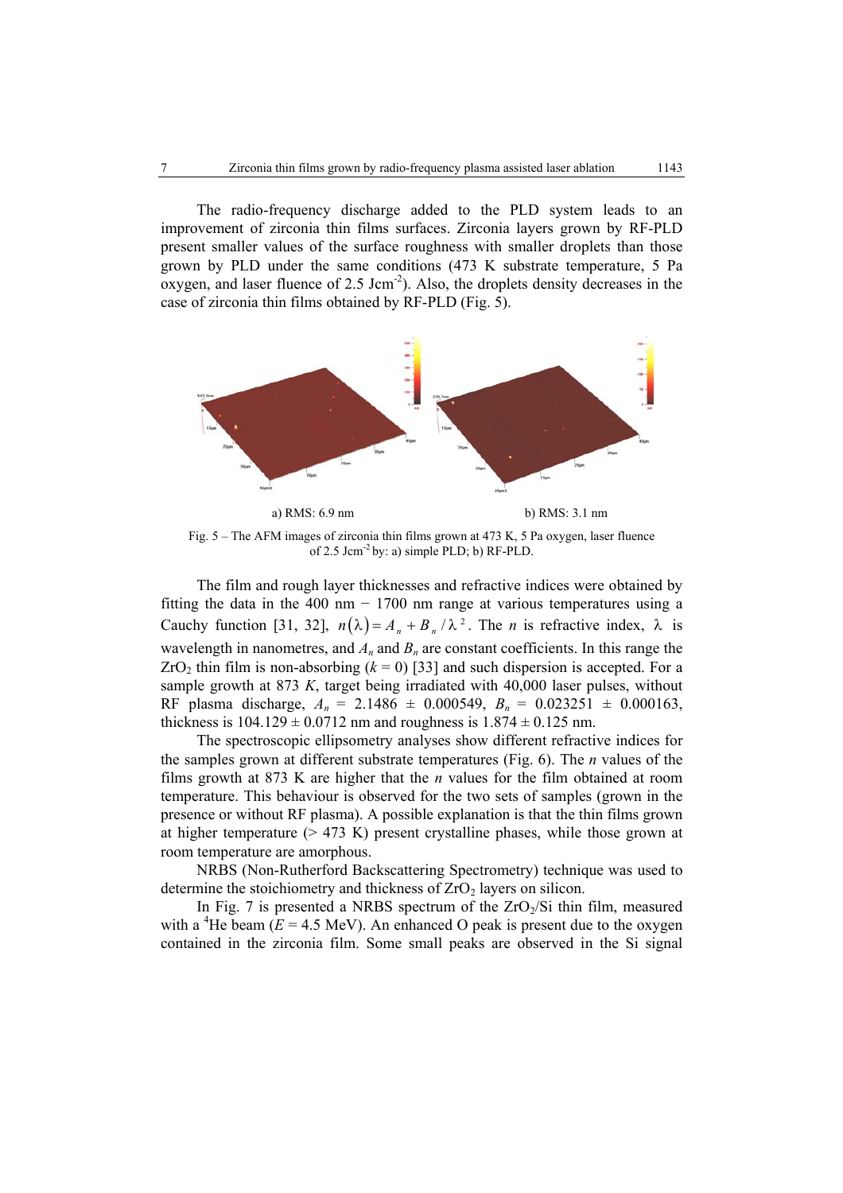The radio-frequency discharge added to the PLD system leads to an improvement of zirconia thin films surfaces. Zirconia layers grown by RF-PLD present smaller values of the surface roughness with smaller droplets than those grown by PLD under the same conditions (473 K substrate temperature, 5 Pa oxygen, and laser fluence of 2.5 $\mathrm{Jcm^{-2}}$). Also, the droplets density decreases in the case of zirconia thin films obtained by RF-PLD (Fig. 5).

a) RMS: 6.9 nm　　　　b) RMS: 3.1 nm

Fig. 5 – The AFM images of zirconia thin films grown at 473 K, 5 Pa oxygen, laser fluence of 2.5 $\mathrm{Jcm^{-2}}$ by: a) simple PLD; b) RF-PLD.

The film and rough layer thicknesses and refractive indices were obtained by fitting the data in the 400 nm − 1700 nm range at various temperatures using a Cauchy function [31, 32], $n(\lambda) = A_n + B_n / \lambda^2$. The $n$ is refractive index, $\lambda$ is wavelength in nanometres, and $A_n$ and $B_n$ are constant coefficients. In this range the $ZrO_2$ thin film is non-absorbing ($k = 0$) [33] and such dispersion is accepted. For a sample growth at 873 *K*, target being irradiated with 40,000 laser pulses, without RF plasma discharge, $A_n = 2.1486 \pm 0.000549$, $B_n = 0.023251 \pm 0.000163$, thickness is $104.129 \pm 0.0712$ nm and roughness is $1.874 \pm 0.125$ nm.

The spectroscopic ellipsometry analyses show different refractive indices for the samples grown at different substrate temperatures (Fig. 6). The $n$ values of the films growth at 873 K are higher that the $n$ values for the film obtained at room temperature. This behaviour is observed for the two sets of samples (grown in the presence or without RF plasma). A possible explanation is that the thin films grown at higher temperature (> 473 K) present crystalline phases, while those grown at room temperature are amorphous.

NRBS (Non-Rutherford Backscattering Spectrometry) technique was used to determine the stoichiometry and thickness of $ZrO_2$ layers on silicon.

In Fig. 7 is presented a NRBS spectrum of the $ZrO_2$/Si thin film, measured with a $^4$He beam ($E = 4.5$ MeV). An enhanced O peak is present due to the oxygen contained in the zirconia film. Some small peaks are observed in the Si signal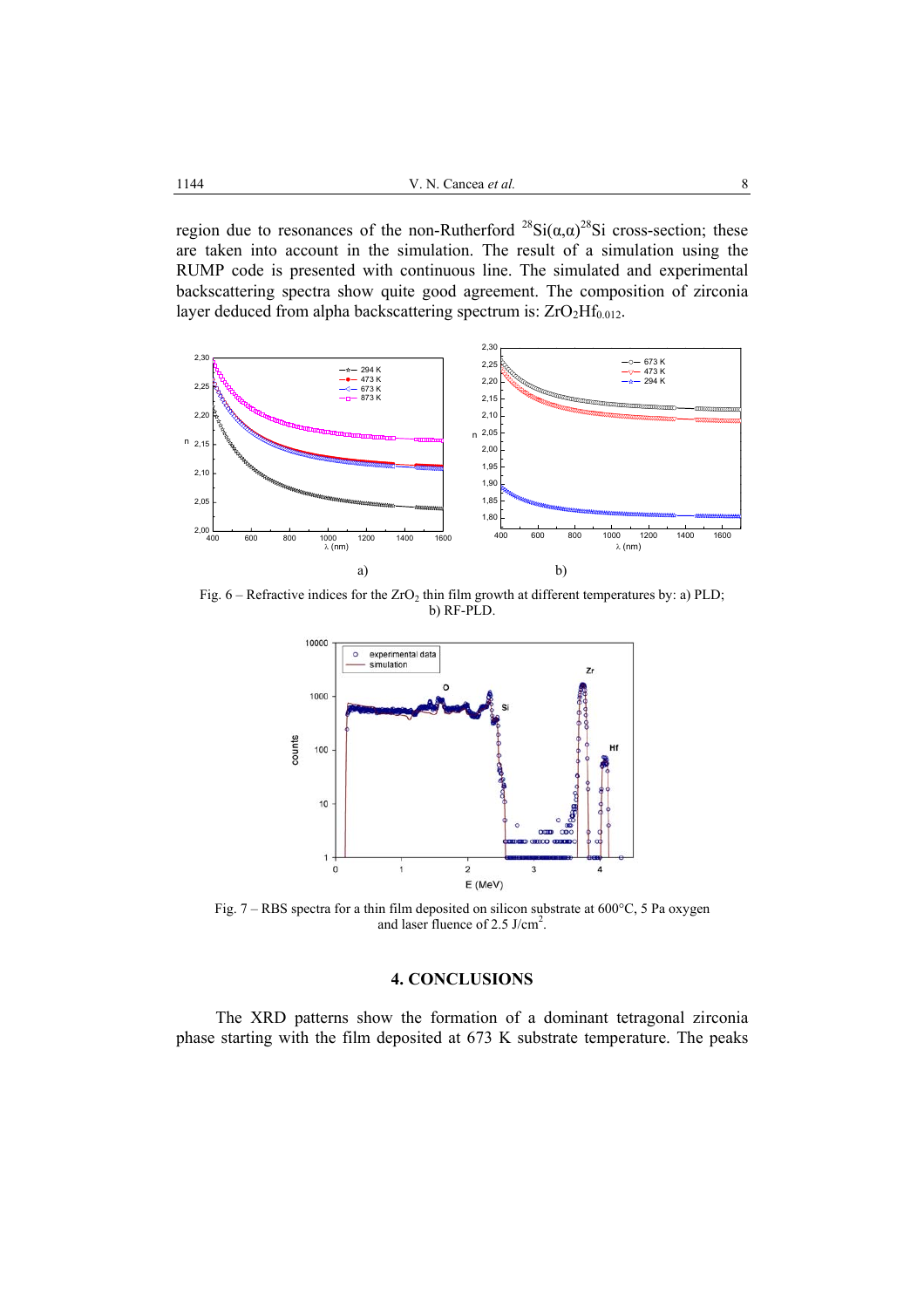region due to resonances of the non-Rutherford $^{28}Si(\alpha,\alpha)^{28}Si$ cross-section; these are taken into account in the simulation. The result of a simulation using the RUMP code is presented with continuous line. The simulated and experimental backscattering spectra show quite good agreement. The composition of zirconia layer deduced from alpha backscattering spectrum is: $ZrO_2Hf_{0.012}$.

Fig. 6 – Refractive indices for the $ZrO_2$ thin film growth at different temperatures by: a) PLD; b) RF-PLD.

Fig. 7 – RBS spectra for a thin film deposited on silicon substrate at 600°C, 5 Pa oxygen and laser fluence of 2.5 J/cm$^2$.

## 4. CONCLUSIONS

The XRD patterns show the formation of a dominant tetragonal zirconia phase starting with the film deposited at 673 K substrate temperature. The peaks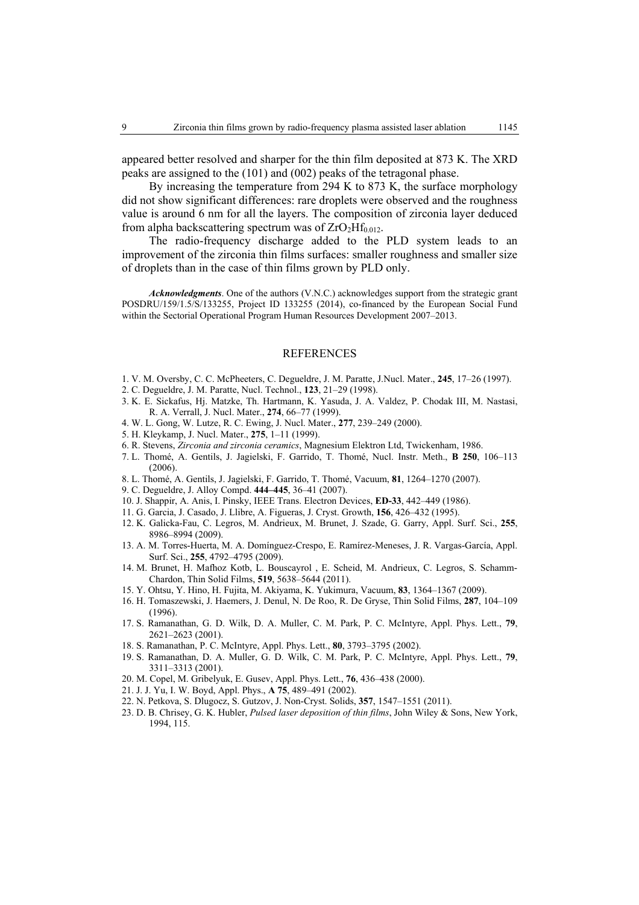appeared better resolved and sharper for the thin film deposited at 873 K. The XRD peaks are assigned to the (101) and (002) peaks of the tetragonal phase.

By increasing the temperature from 294 K to 873 K, the surface morphology did not show significant differences: rare droplets were observed and the roughness value is around 6 nm for all the layers. The composition of zirconia layer deduced from alpha backscattering spectrum was of $ZrO_2Hf_{0.012}$.

The radio-frequency discharge added to the PLD system leads to an improvement of the zirconia thin films surfaces: smaller roughness and smaller size of droplets than in the case of thin films grown by PLD only.

***Acknowledgments***. One of the authors (V.N.C.) acknowledges support from the strategic grant POSDRU/159/1.5/S/133255, Project ID 133255 (2014), co-financed by the European Social Fund within the Sectorial Operational Program Human Resources Development 2007–2013.

## REFERENCES

1. V. M. Oversby, C. C. McPheeters, C. Degueldre, J. M. Paratte, J.Nucl. Mater., **245**, 17–26 (1997).
2. C. Degueldre, J. M. Paratte, Nucl. Technol., **123**, 21–29 (1998).
3. K. E. Sickafus, Hj. Matzke, Th. Hartmann, K. Yasuda, J. A. Valdez, P. Chodak III, M. Nastasi, R. A. Verrall, J. Nucl. Mater., **274**, 66–77 (1999).
4. W. L. Gong, W. Lutze, R. C. Ewing, J. Nucl. Mater., **277**, 239–249 (2000).
5. H. Kleykamp, J. Nucl. Mater., **275**, 1–11 (1999).
6. R. Stevens, *Zirconia and zirconia ceramics*, Magnesium Elektron Ltd, Twickenham, 1986.
7. L. Thomé, A. Gentils, J. Jagielski, F. Garrido, T. Thomé, Nucl. Instr. Meth., **B 250**, 106–113 (2006).
8. L. Thomé, A. Gentils, J. Jagielski, F. Garrido, T. Thomé, Vacuum, **81**, 1264–1270 (2007).
9. C. Degueldre, J. Alloy Compd. **444–445**, 36–41 (2007).
10. J. Shappir, A. Anis, I. Pinsky, IEEE Trans. Electron Devices, **ED-33**, 442–449 (1986).
11. G. Garcia, J. Casado, J. Llibre, A. Figueras, J. Cryst. Growth, **156**, 426–432 (1995).
12. K. Galicka-Fau, C. Legros, M. Andrieux, M. Brunet, J. Szade, G. Garry, Appl. Surf. Sci., **255**, 8986–8994 (2009).
13. A. M. Torres-Huerta, M. A. Domínguez-Crespo, E. Ramírez-Meneses, J. R. Vargas-García, Appl. Surf. Sci., **255**, 4792–4795 (2009).
14. M. Brunet, H. Mafhoz Kotb, L. Bouscayrol , E. Scheid, M. Andrieux, C. Legros, S. Schamm-Chardon, Thin Solid Films, **519**, 5638–5644 (2011).
15. Y. Ohtsu, Y. Hino, H. Fujita, M. Akiyama, K. Yukimura, Vacuum, **83**, 1364–1367 (2009).
16. H. Tomaszewski, J. Haemers, J. Denul, N. De Roo, R. De Gryse, Thin Solid Films, **287**, 104–109 (1996).
17. S. Ramanathan, G. D. Wilk, D. A. Muller, C. M. Park, P. C. McIntyre, Appl. Phys. Lett., **79**, 2621–2623 (2001).
18. S. Ramanathan, P. C. McIntyre, Appl. Phys. Lett., **80**, 3793–3795 (2002).
19. S. Ramanathan, D. A. Muller, G. D. Wilk, C. M. Park, P. C. McIntyre, Appl. Phys. Lett., **79**, 3311–3313 (2001).
20. M. Copel, M. Gribelyuk, E. Gusev, Appl. Phys. Lett., **76**, 436–438 (2000).
21. J. J. Yu, I. W. Boyd, Appl. Phys., **A 75**, 489–491 (2002).
22. N. Petkova, S. Dlugocz, S. Gutzov, J. Non-Cryst. Solids, **357**, 1547–1551 (2011).
23. D. B. Chrisey, G. K. Hubler, *Pulsed laser deposition of thin films*, John Wiley & Sons, New York, 1994, 115.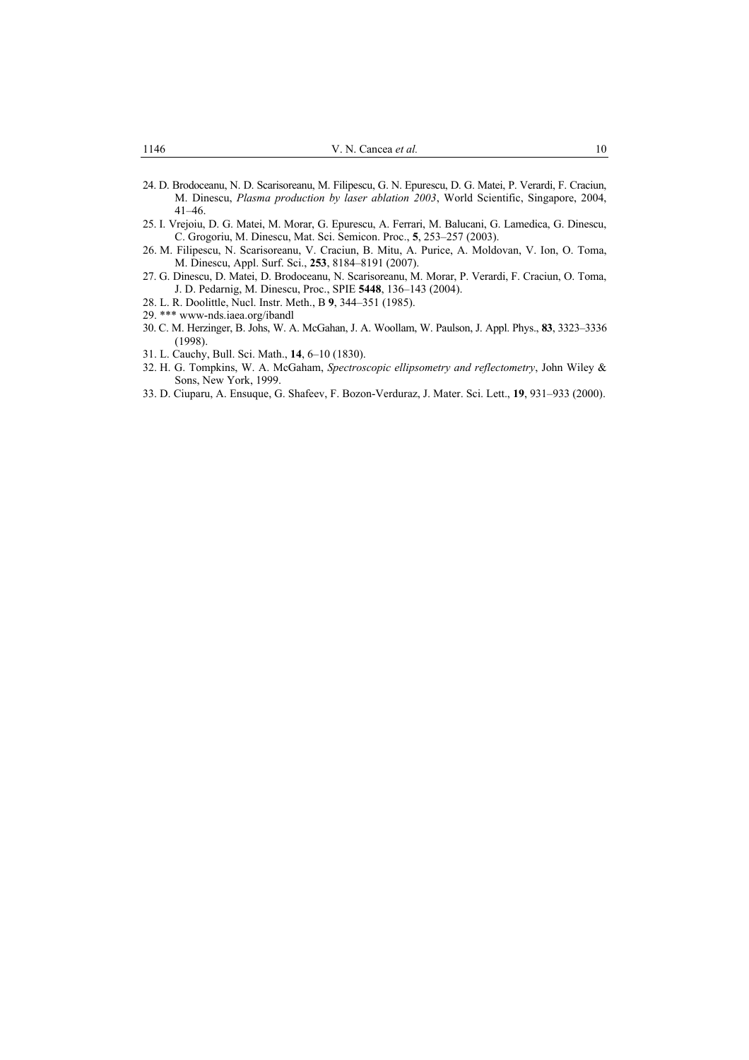24. D. Brodoceanu, N. D. Scarisoreanu, M. Filipescu, G. N. Epurescu, D. G. Matei, P. Verardi, F. Craciun, M. Dinescu, *Plasma production by laser ablation 2003*, World Scientific, Singapore, 2004, 41–46.
25. I. Vrejoiu, D. G. Matei, M. Morar, G. Epurescu, A. Ferrari, M. Balucani, G. Lamedica, G. Dinescu, C. Grogoriu, M. Dinescu, Mat. Sci. Semicon. Proc., **5**, 253–257 (2003).
26. M. Filipescu, N. Scarisoreanu, V. Craciun, B. Mitu, A. Purice, A. Moldovan, V. Ion, O. Toma, M. Dinescu, Appl. Surf. Sci., **253**, 8184–8191 (2007).
27. G. Dinescu, D. Matei, D. Brodoceanu, N. Scarisoreanu, M. Morar, P. Verardi, F. Craciun, O. Toma, J. D. Pedarnig, M. Dinescu, Proc., SPIE **5448**, 136–143 (2004).
28. L. R. Doolittle, Nucl. Instr. Meth., B **9**, 344–351 (1985).
29. *** www-nds.iaea.org/ibandl
30. C. M. Herzinger, B. Johs, W. A. McGahan, J. A. Woollam, W. Paulson, J. Appl. Phys., **83**, 3323–3336 (1998).
31. L. Cauchy, Bull. Sci. Math., **14**, 6–10 (1830).
32. H. G. Tompkins, W. A. McGaham, *Spectroscopic ellipsometry and reflectometry*, John Wiley & Sons, New York, 1999.
33. D. Ciuparu, A. Ensuque, G. Shafeev, F. Bozon-Verduraz, J. Mater. Sci. Lett., **19**, 931–933 (2000).